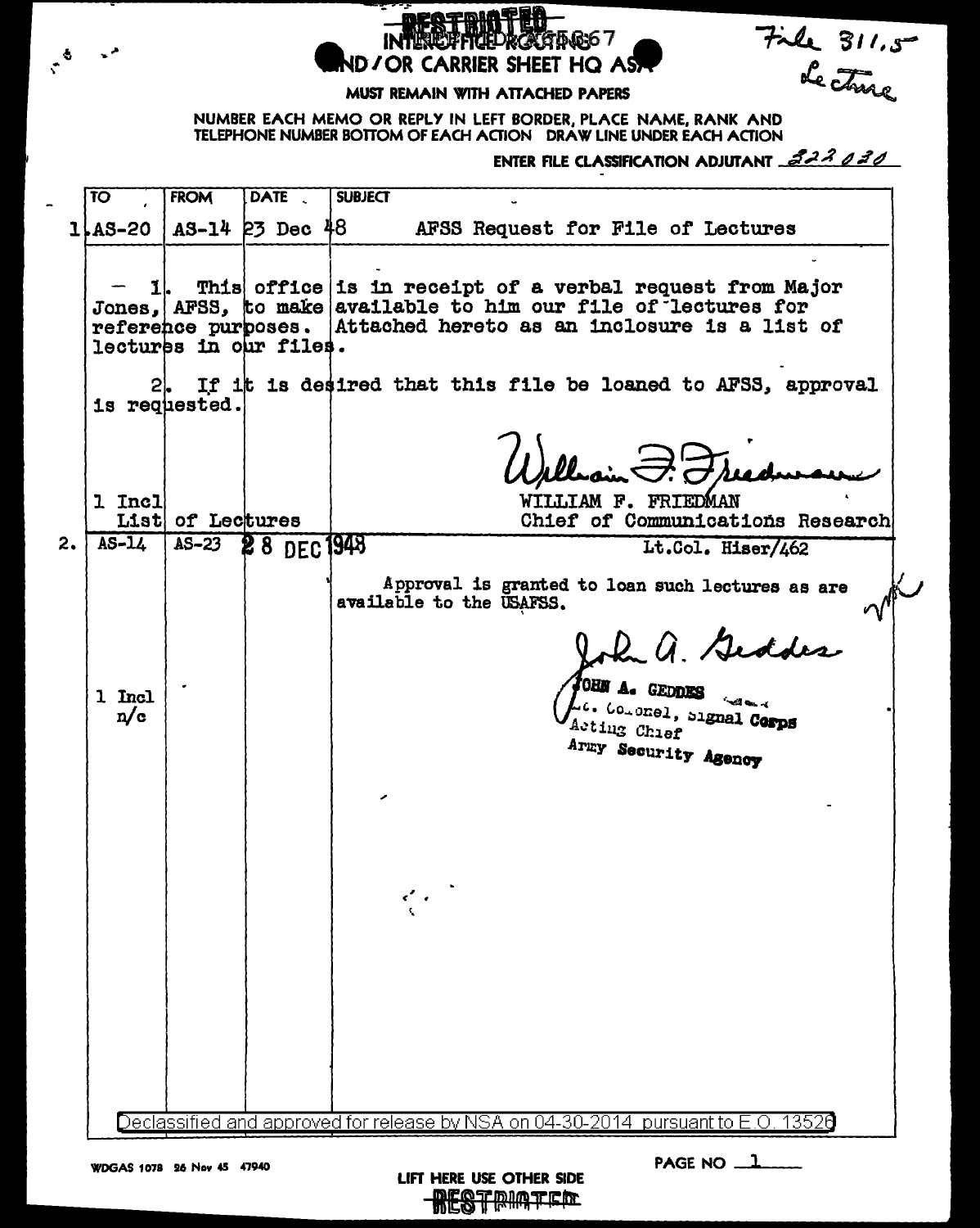RESTRICTED

INTEROFFICE ROUTING 67
AND/OR CARRIER SHEET HQ ASA

File 311.5
Lecture

MUST REMAIN WITH ATTACHED PAPERS

NUMBER EACH MEMO OR REPLY IN LEFT BORDER, PLACE NAME, RANK AND TELEPHONE NUMBER BOTTOM OF EACH ACTION DRAW LINE UNDER EACH ACTION

ENTER FILE CLASSIFICATION ADJUTANT 323.030

| | TO | FROM | DATE | SUBJECT |
|---|---|---|---|---|
| 1 | AS-20 | AS-14 | 23 Dec 48 | AFSS Request for File of Lectures |

1. This office is in receipt of a verbal request from Major Jones, AFSS, to make available to him our file of lectures for reference purposes. Attached hereto as an inclosure is a list of lectures in our files.

2. If it is desired that this file be loaned to AFSS, approval is requested.

1 Incl
List of Lectures

William F. Friedman
WILLIAM F. FRIEDMAN
Chief of Communications Research

| | TO | FROM | DATE | |
|---|---|---|---|---|
| 2. | AS-14 | AS-23 | 28 DEC 1948 | Lt.Col. Hiser/462 |

Approval is granted to loan such lectures as are available to the USAFSS.

1 Incl
n/c

John A. Geddes
JOHN A. GEDDES
Lt. Colonel, Signal Corps
Acting Chief
Army Security Agency

Declassified and approved for release by NSA on 04-30-2014 pursuant to E.O. 13526

WDGAS 1078 26 Nov 45 47940

LIFT HERE USE OTHER SIDE

PAGE NO 1

RESTRICTED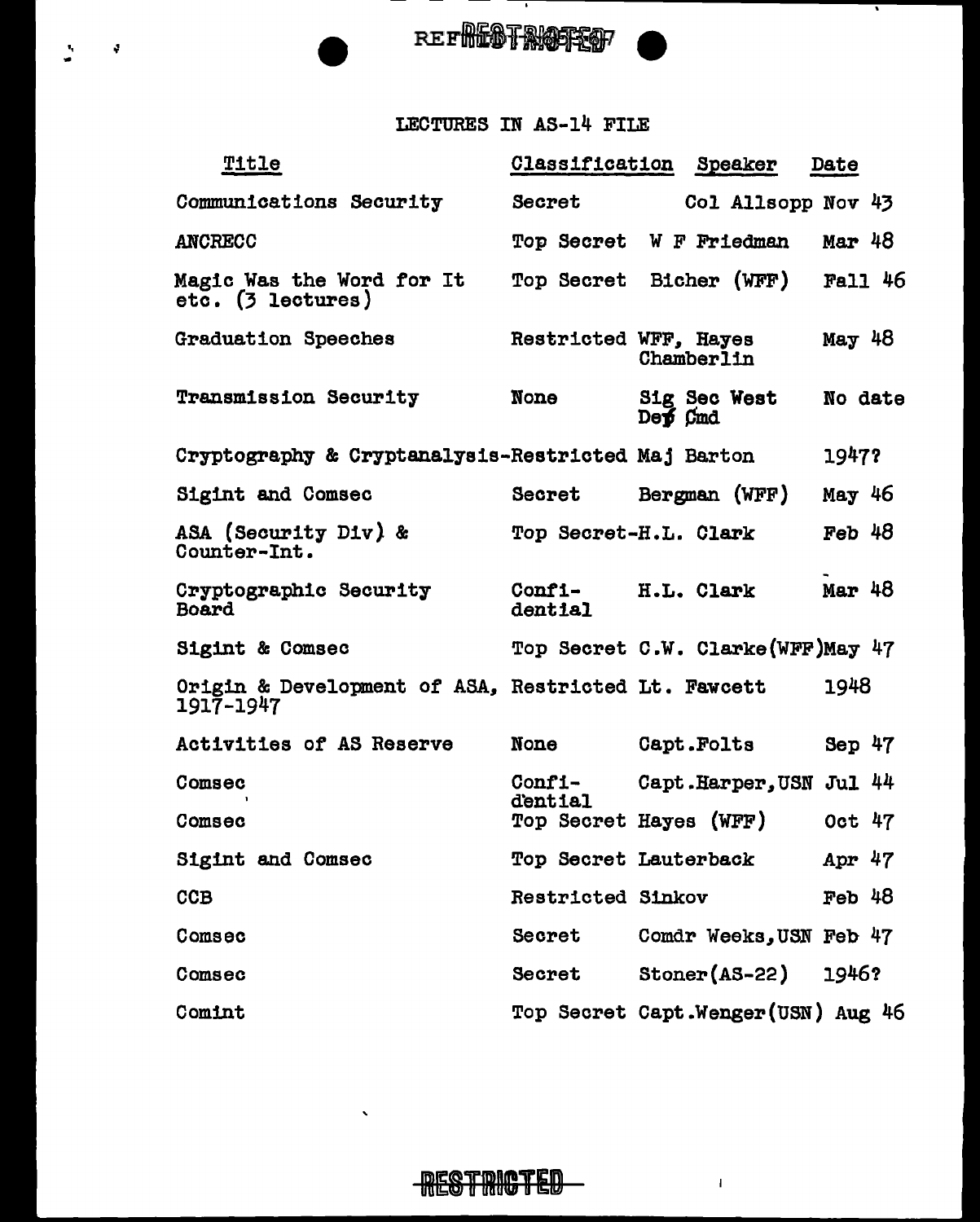# LECTURES IN AS-14 FILE

| Title | Classification | Speaker | Date |
|---|---|---|---|
| Communications Security | Secret | Col Allsopp | Nov 43 |
| ANCRECC | Top Secret | W F Friedman | Mar 48 |
| Magic Was the Word for It etc. (3 lectures) | Top Secret | Bicher (WFF) | Fall 46 |
| Graduation Speeches | Restricted | WFF, Hayes Chamberlin | May 48 |
| Transmission Security | None | Sig Sec West Def Cmd | No date |
| Cryptography & Cryptanalysis | Restricted | Maj Barton | 1947? |
| Sigint and Comsec | Secret | Bergman (WFF) | May 46 |
| ASA (Security Div) & Counter-Int. | Top Secret | H.L. Clark | Feb 48 |
| Cryptographic Security Board | Confidential | H.L. Clark | Mar 48 |
| Sigint & Comsec | Top Secret | C.W. Clarke (WFF) | May 47 |
| Origin & Development of ASA, 1917-1947 | Restricted | Lt. Fawcett | 1948 |
| Activities of AS Reserve | None | Capt. Folts | Sep 47 |
| Comsec | Confidential | Capt. Harper, USN | Jul 44 |
| Comsec | Top Secret | Hayes (WFF) | Oct 47 |
| Sigint and Comsec | Top Secret | Lauterback | Apr 47 |
| CCB | Restricted | Sinkov | Feb 48 |
| Comsec | Secret | Comdr Weeks, USN | Feb 47 |
| Comsec | Secret | Stoner (AS-22) | 1946? |
| Comint | Top Secret | Capt. Wenger (USN) | Aug 46 |

RESTRICTED